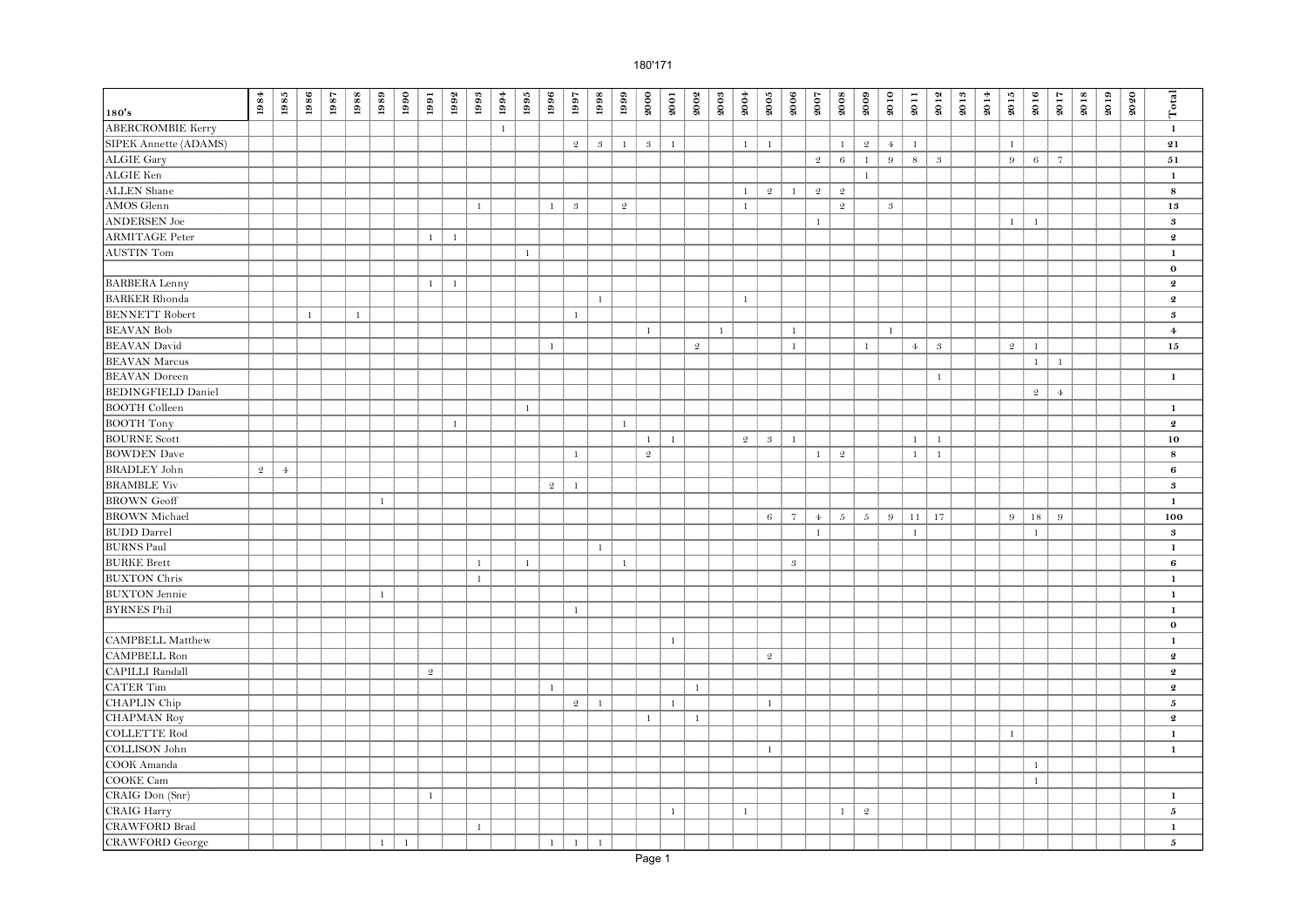# 180'171

| 180's | 1984 | 1985 | 1986 | 1987 | 1988 | 1989 | 1990 | 1991 | 1992 | 1993 | 1994 | 1995 | 1996 | 1997 | 1998 | 1999 | 2000 | 2001 | 2002 | 2003 | 2004 | 2005 | 2006 | 2007 | 2008 | 2009 | 2010 | 2011 | 2012 | 2013 | 2014 | 2015 | 2016 | 2017 | 2018 | 2019 | 2020 | Total |
|---|---|---|---|---|---|---|---|---|---|---|---|---|---|---|---|---|---|---|---|---|---|---|---|---|---|---|---|---|---|---|---|---|---|---|---|---|---|---|
| ABERCROMBIE Kerry | | | | | | | | | | | 1 | | | | | | | | | | | | | | | | | | | | | | | | | | | 1 |
| SIPEK Annette (ADAMS) | | | | | | | | | | | | | | 2 | 3 | 1 | 3 | 1 | | | 1 | 1 | | | 1 | 2 | 4 | 1 | | | | 1 | | | | | | 21 |
| ALGIE Gary | | | | | | | | | | | | | | | | | | | | | | | | 2 | 6 | 1 | 9 | 8 | 3 | | | 9 | 6 | 7 | | | | 51 |
| ALGIE Ken | | | | | | | | | | | | | | | | | | | | | | | | | | 1 | | | | | | | | | | | | 1 |
| ALLEN Shane | | | | | | | | | | | | | | | | | | | | | 1 | 2 | 1 | 2 | 2 | | | | | | | | | | | | | 8 |
| AMOS Glenn | | | | | | | | | | 1 | | | 1 | 3 | | 2 | | | | | 1 | | | | 2 | | 3 | | | | | | | | | | | 13 |
| ANDERSEN Joe | | | | | | | | | | | | | | | | | | | | | | | | 1 | | | | | | | | 1 | 1 | | | | | 3 |
| ARMITAGE Peter | | | | | | | | 1 | 1 | | | | | | | | | | | | | | | | | | | | | | | | | | | | | 2 |
| AUSTIN Tom | | | | | | | | | | | | 1 | | | | | | | | | | | | | | | | | | | | | | | | | | 1 |
| | | | | | | | | | | | | | | | | | | | | | | | | | | | | | | | | | | | | | | 0 |
| BARBERA Lenny | | | | | | | | 1 | 1 | | | | | | | | | | | | | | | | | | | | | | | | | | | | | 2 |
| BARKER Rhonda | | | | | | | | | | | | | | | 1 | | | | | | 1 | | | | | | | | | | | | | | | | | 2 |
| BENNETT Robert | | | 1 | | 1 | | | | | | | | | 1 | | | | | | | | | | | | | | | | | | | | | | | | 3 |
| BEAVAN Bob | | | | | | | | | | | | | | | | | 1 | | | 1 | | | 1 | | | | 1 | | | | | | | | | | | 4 |
| BEAVAN David | | | | | | | | | | | | | 1 | | | | | | 2 | | | | 1 | | | 1 | | 4 | 3 | | | 2 | 1 | | | | | 15 |
| BEAVAN Marcus | | | | | | | | | | | | | | | | | | | | | | | | | | | | | | | | | 1 | 1 | | | | |
| BEAVAN Doreen | | | | | | | | | | | | | | | | | | | | | | | | | | | | | 1 | | | | | | | | | 1 |
| BEDINGFIELD Daniel | | | | | | | | | | | | | | | | | | | | | | | | | | | | | | | | | 2 | 4 | | | | |
| BOOTH Colleen | | | | | | | | | | | | 1 | | | | | | | | | | | | | | | | | | | | | | | | | | 1 |
| BOOTH Tony | | | | | | | | | 1 | | | | | | | 1 | | | | | | | | | | | | | | | | | | | | | | 2 |
| BOURNE Scott | | | | | | | | | | | | | | | | | 1 | 1 | | | 2 | 3 | 1 | | | | | 1 | 1 | | | | | | | | | 10 |
| BOWDEN Dave | | | | | | | | | | | | | | 1 | | | 2 | | | | | | | 1 | 2 | | | 1 | 1 | | | | | | | | | 8 |
| BRADLEY John | 2 | 4 | | | | | | | | | | | | | | | | | | | | | | | | | | | | | | | | | | | | 6 |
| BRAMBLE Viv | | | | | | | | | | | | | 2 | 1 | | | | | | | | | | | | | | | | | | | | | | | | 3 |
| BROWN Geoff | | | | | | 1 | | | | | | | | | | | | | | | | | | | | | | | | | | | | | | | | 1 |
| BROWN Michael | | | | | | | | | | | | | | | | | | | | | | 6 | 7 | 4 | 5 | 5 | 9 | 11 | 17 | | | 9 | 18 | 9 | | | | 100 |
| BUDD Darrel | | | | | | | | | | | | | | | | | | | | | | | | 1 | | | | 1 | | | | | 1 | | | | | 3 |
| BURNS Paul | | | | | | | | | | | | | | | 1 | | | | | | | | | | | | | | | | | | | | | | | 1 |
| BURKE Brett | | | | | | | | | | 1 | | 1 | | | | 1 | | | | | | | 3 | | | | | | | | | | | | | | | 6 |
| BUXTON Chris | | | | | | | | | | 1 | | | | | | | | | | | | | | | | | | | | | | | | | | | | 1 |
| BUXTON Jennie | | | | | | 1 | | | | | | | | | | | | | | | | | | | | | | | | | | | | | | | | 1 |
| BYRNES Phil | | | | | | | | | | | | | | 1 | | | | | | | | | | | | | | | | | | | | | | | | 1 |
| | | | | | | | | | | | | | | | | | | | | | | | | | | | | | | | | | | | | | | 0 |
| CAMPBELL Matthew | | | | | | | | | | | | | | | | | | 1 | | | | | | | | | | | | | | | | | | | | 1 |
| CAMPBELL Ron | | | | | | | | | | | | | | | | | | | | | | 2 | | | | | | | | | | | | | | | | 2 |
| CAPILLI Randall | | | | | | | | 2 | | | | | | | | | | | | | | | | | | | | | | | | | | | | | | 2 |
| CATER Tim | | | | | | | | | | | | | 1 | | | | | | 1 | | | | | | | | | | | | | | | | | | | 2 |
| CHAPLIN Chip | | | | | | | | | | | | | | 2 | 1 | | | 1 | | | | 1 | | | | | | | | | | | | | | | | 5 |
| CHAPMAN Roy | | | | | | | | | | | | | | | | | 1 | | 1 | | | | | | | | | | | | | | | | | | | 2 |
| COLLETTE Rod | | | | | | | | | | | | | | | | | | | | | | | | | | | | | | | | 1 | | | | | | 1 |
| COLLISON John | | | | | | | | | | | | | | | | | | | | | | 1 | | | | | | | | | | | | | | | | 1 |
| COOK Amanda | | | | | | | | | | | | | | | | | | | | | | | | | | | | | | | | | 1 | | | | | |
| COOKE Cam | | | | | | | | | | | | | | | | | | | | | | | | | | | | | | | | | 1 | | | | | |
| CRAIG Don (Snr) | | | | | | | | 1 | | | | | | | | | | | | | | | | | | | | | | | | | | | | | | 1 |
| CRAIG Harry | | | | | | | | | | | | | | | | | | 1 | | | 1 | | | | 1 | 2 | | | | | | | | | | | | 5 |
| CRAWFORD Brad | | | | | | | | | | 1 | | | | | | | | | | | | | | | | | | | | | | | | | | | | 1 |
| CRAWFORD George | | | | | | 1 | 1 | | | | | | 1 | 1 | 1 | | | | | | | | | | | | | | | | | | | | | | | 5 |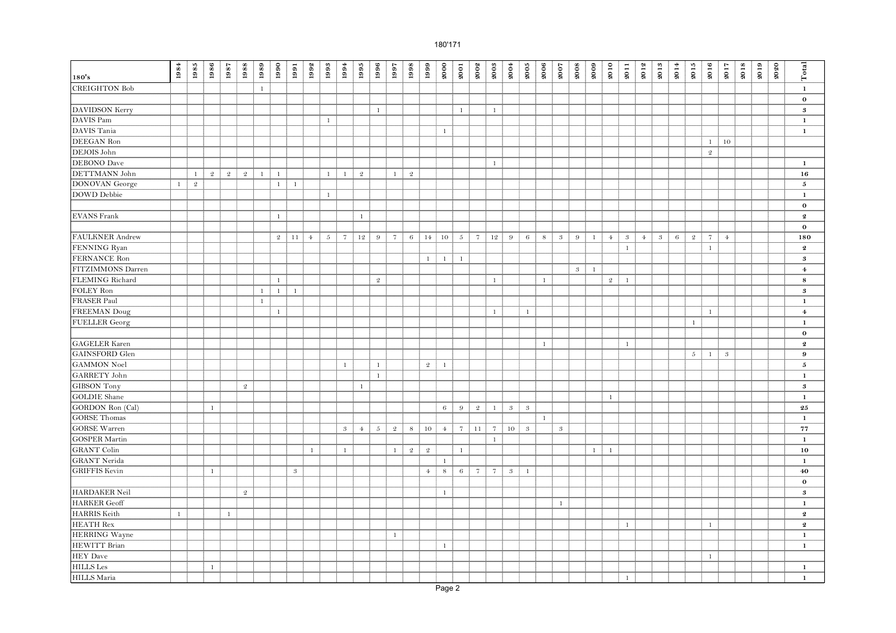| 180's | 1984 | 1985 | 1986 | 1987 | 1988 | 1989 | 1990 | 1991 | 1992 | 1993 | 1994 | 1995 | 1996 | 1997 | 1998 | 1999 | 2000 | 2001 | 2002 | 2003 | 2004 | 2005 | 2006 | 2007 | 2008 | 2009 | 2010 | 2011 | 2012 | 2013 | 2014 | 2015 | 2016 | 2017 | 2018 | 2019 | 2020 | Total |
|---|---|---|---|---|---|---|---|---|---|---|---|---|---|---|---|---|---|---|---|---|---|---|---|---|---|---|---|---|---|---|---|---|---|---|---|---|---|---|
| CREIGHTON Bob | | | | | | 1 | | | | | | | | | | | | | | | | | | | | | | | | | | | | | | | | 1 |
| | | | | | | | | | | | | | | | | | | | | | | | | | | | | | | | | | | | | | | 0 |
| DAVIDSON Kerry | | | | | | | | | | | | | 1 | | | | | 1 | | 1 | | | | | | | | | | | | | | | | | | 3 |
| DAVIS Pam | | | | | | | | | | 1 | | | | | | | | | | | | | | | | | | | | | | | | | | | | 1 |
| DAVIS Tania | | | | | | | | | | | | | | | | | 1 | | | | | | | | | | | | | | | | | | | | | 1 |
| DEEGAN Ron | | | | | | | | | | | | | | | | | | | | | | | | | | | | | | | | | 1 | 10 | | | | |
| DEJOIS John | | | | | | | | | | | | | | | | | | | | | | | | | | | | | | | | | 2 | | | | | |
| DEBONO Dave | | | | | | | | | | | | | | | | | | | | 1 | | | | | | | | | | | | | | | | | | 1 |
| DETTMANN John | | 1 | 2 | 2 | 2 | 1 | 1 | | | 1 | 1 | 2 | | 1 | 2 | | | | | | | | | | | | | | | | | | | | | | | 16 |
| DONOVAN George | 1 | 2 | | | | | 1 | 1 | | | | | | | | | | | | | | | | | | | | | | | | | | | | | | 5 |
| DOWD Debbie | | | | | | | | | | 1 | | | | | | | | | | | | | | | | | | | | | | | | | | | | 1 |
| | | | | | | | | | | | | | | | | | | | | | | | | | | | | | | | | | | | | | | 0 |
| EVANS Frank | | | | | | | 1 | | | | | 1 | | | | | | | | | | | | | | | | | | | | | | | | | | 2 |
| | | | | | | | | | | | | | | | | | | | | | | | | | | | | | | | | | | | | | | 0 |
| FAULKNER Andrew | | | | | | | 2 | 11 | 4 | 5 | 7 | 12 | 9 | 7 | 6 | 14 | 10 | 5 | 7 | 12 | 9 | 6 | 8 | 3 | 9 | 1 | 4 | 3 | 4 | 3 | 6 | 2 | 7 | 4 | | | | 180 |
| FENNING Ryan | | | | | | | | | | | | | | | | | | | | | | | | | | | | 1 | | | | | 1 | | | | | 2 |
| FERNANCE Ron | | | | | | | | | | | | | | | | 1 | 1 | 1 | | | | | | | | | | | | | | | | | | | | 3 |
| FITZIMMONS Darren | | | | | | | | | | | | | | | | | | | | | | | | | 3 | 1 | | | | | | | | | | | | 4 |
| FLEMING Richard | | | | | | | 1 | | | | | | 2 | | | | | | | 1 | | | 1 | | | | 2 | 1 | | | | | | | | | | 8 |
| FOLEY Ron | | | | | | 1 | 1 | 1 | | | | | | | | | | | | | | | | | | | | | | | | | | | | | | 3 |
| FRASER Paul | | | | | | 1 | | | | | | | | | | | | | | | | | | | | | | | | | | | | | | | | 1 |
| FREEMAN Doug | | | | | | | 1 | | | | | | | | | | | | | 1 | | 1 | | | | | | | | | | | 1 | | | | | 4 |
| FUELLER Georg | | | | | | | | | | | | | | | | | | | | | | | | | | | | | | | | 1 | | | | | | 1 |
| | | | | | | | | | | | | | | | | | | | | | | | | | | | | | | | | | | | | | | 0 |
| GAGELER Karen | | | | | | | | | | | | | | | | | | | | | | | 1 | | | | | 1 | | | | | | | | | | 2 |
| GAINSFORD Glen | | | | | | | | | | | | | | | | | | | | | | | | | | | | | | | | 5 | 1 | 3 | | | | 9 |
| GAMMON Noel | | | | | | | | | | | 1 | | 1 | | | 2 | 1 | | | | | | | | | | | | | | | | | | | | | 5 |
| GARRETY John | | | | | | | | | | | | | 1 | | | | | | | | | | | | | | | | | | | | | | | | | 1 |
| GIBSON Tony | | | | | 2 | | | | | | | 1 | | | | | | | | | | | | | | | | | | | | | | | | | | 3 |
| GOLDIE Shane | | | | | | | | | | | | | | | | | | | | | | | | | | | 1 | | | | | | | | | | | 1 |
| GORDON Ron (Cal) | | | 1 | | | | | | | | | | | | | | 6 | 9 | 2 | 1 | 3 | 3 | | | | | | | | | | | | | | | | 25 |
| GORSE Thomas | | | | | | | | | | | | | | | | | | | | | | | 1 | | | | | | | | | | | | | | | 1 |
| GORSE Warren | | | | | | | | | | | 3 | 4 | 5 | 2 | 8 | 10 | 4 | 7 | 11 | 7 | 10 | 3 | | 3 | | | | | | | | | | | | | | 77 |
| GOSPER Martin | | | | | | | | | | | | | | | | | | | | 1 | | | | | | | | | | | | | | | | | | 1 |
| GRANT Colin | | | | | | | | | 1 | | 1 | | | 1 | 2 | 2 | | 1 | | | | | | | | 1 | 1 | | | | | | | | | | | 10 |
| GRANT Nerida | | | | | | | | | | | | | | | | | 1 | | | | | | | | | | | | | | | | | | | | | 1 |
| GRIFFIS Kevin | | | 1 | | | | | 3 | | | | | | | | 4 | 8 | 6 | 7 | 7 | 3 | 1 | | | | | | | | | | | | | | | | 40 |
| | | | | | | | | | | | | | | | | | | | | | | | | | | | | | | | | | | | | | | 0 |
| HARDAKER Neil | | | | | 2 | | | | | | | | | | | | 1 | | | | | | | | | | | | | | | | | | | | | 3 |
| HARKER Geoff | | | | | | | | | | | | | | | | | | | | | | | | 1 | | | | | | | | | | | | | | 1 |
| HARRIS Keith | 1 | | | 1 | | | | | | | | | | | | | | | | | | | | | | | | | | | | | | | | | | 2 |
| HEATH Rex | | | | | | | | | | | | | | | | | | | | | | | | | | | | 1 | | | | | 1 | | | | | 2 |
| HERRING Wayne | | | | | | | | | | | | | | 1 | | | | | | | | | | | | | | | | | | | | | | | | 1 |
| HEWITT Brian | | | | | | | | | | | | | | | | | 1 | | | | | | | | | | | | | | | | | | | | | 1 |
| HEY Dave | | | | | | | | | | | | | | | | | | | | | | | | | | | | | | | | | 1 | | | | | |
| HILLS Les | | | 1 | | | | | | | | | | | | | | | | | | | | | | | | | | | | | | | | | | | 1 |
| HILLS Maria | | | | | | | | | | | | | | | | | | | | | | | | | | | | 1 | | | | | | | | | | 1 |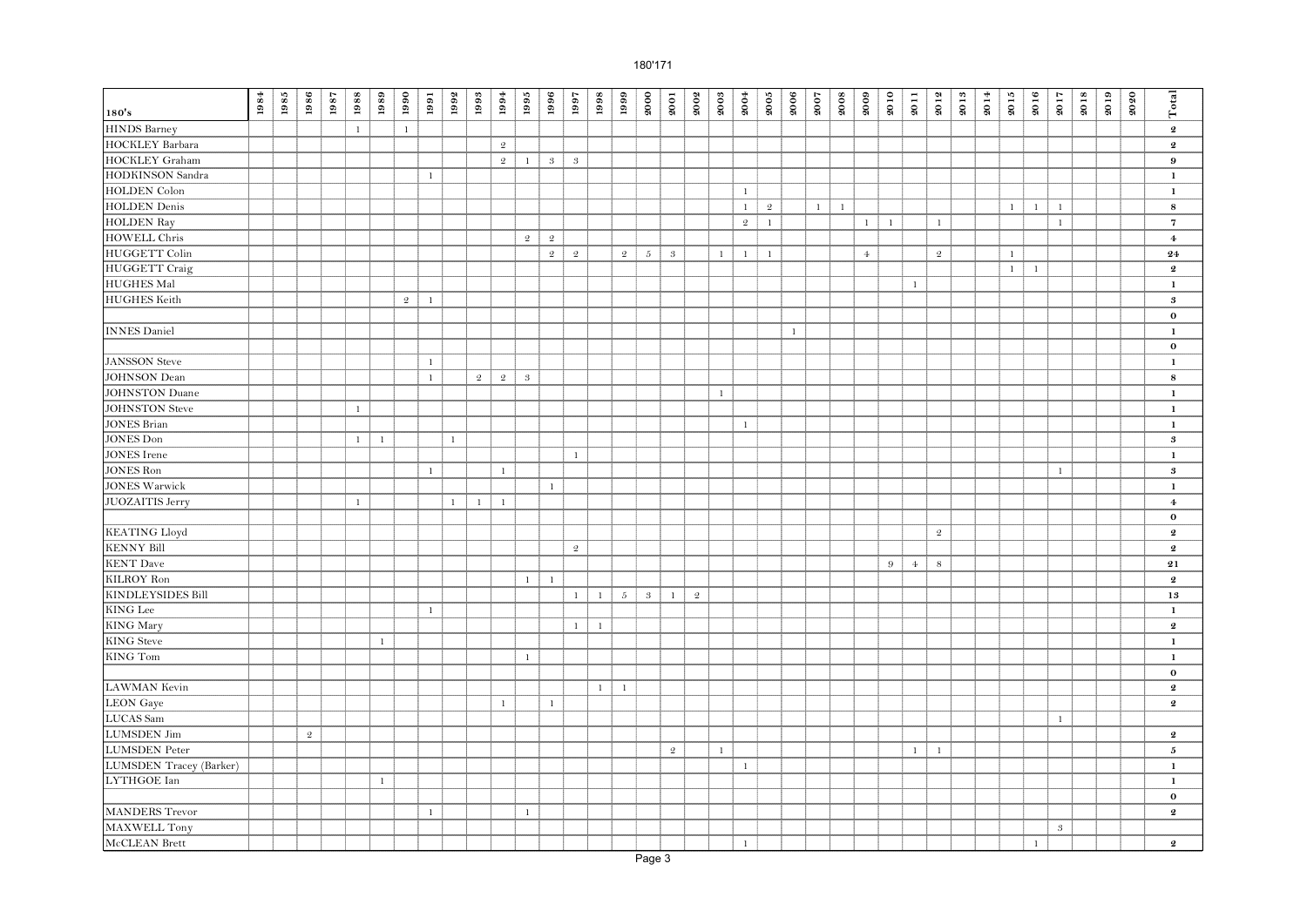| 180's | 1984 | 1985 | 1986 | 1987 | 1988 | 1989 | 1990 | 1991 | 1992 | 1993 | 1994 | 1995 | 1996 | 1997 | 1998 | 1999 | 2000 | 2001 | 2002 | 2003 | 2004 | 2005 | 2006 | 2007 | 2008 | 2009 | 2010 | 2011 | 2012 | 2013 | 2014 | 2015 | 2016 | 2017 | 2018 | 2019 | 2020 | Total |
|---|---|---|---|---|---|---|---|---|---|---|---|---|---|---|---|---|---|---|---|---|---|---|---|---|---|---|---|---|---|---|---|---|---|---|---|---|---|---|
| HINDS Barney | | | | | 1 | | 1 | | | | | | | | | | | | | | | | | | | | | | | | | | | | | | | 2 |
| HOCKLEY Barbara | | | | | | | | | | | 2 | | | | | | | | | | | | | | | | | | | | | | | | | | | 2 |
| HOCKLEY Graham | | | | | | | | | | | 2 | 1 | 3 | 3 | | | | | | | | | | | | | | | | | | | | | | | | 9 |
| HODKINSON Sandra | | | | | | | | 1 | | | | | | | | | | | | | | | | | | | | | | | | | | | | | | 1 |
| HOLDEN Colon | | | | | | | | | | | | | | | | | | | | | 1 | | | | | | | | | | | | | | | | | 1 |
| HOLDEN Denis | | | | | | | | | | | | | | | | | | | | | 1 | 2 | | 1 | 1 | | | | | | | 1 | 1 | 1 | | | | 8 |
| HOLDEN Ray | | | | | | | | | | | | | | | | | | | | | 2 | 1 | | | | 1 | 1 | | 1 | | | | | 1 | | | | 7 |
| HOWELL Chris | | | | | | | | | | | | 2 | 2 | | | | | | | | | | | | | | | | | | | | | | | | | 4 |
| HUGGETT Colin | | | | | | | | | | | | | 2 | 2 | | 2 | 5 | 3 | | 1 | 1 | 1 | | | | 4 | | | 2 | | | 1 | | | | | | 24 |
| HUGGETT Craig | | | | | | | | | | | | | | | | | | | | | | | | | | | | | | | | 1 | 1 | | | | | 2 |
| HUGHES Mal | | | | | | | | | | | | | | | | | | | | | | | | | | | | 1 | | | | | | | | | | 1 |
| HUGHES Keith | | | | | | | 2 | 1 | | | | | | | | | | | | | | | | | | | | | | | | | | | | | | 3 |
| | | | | | | | | | | | | | | | | | | | | | | | | | | | | | | | | | | | | | | 0 |
| INNES Daniel | | | | | | | | | | | | | | | | | | | | | | | 1 | | | | | | | | | | | | | | | 1 |
| | | | | | | | | | | | | | | | | | | | | | | | | | | | | | | | | | | | | | | 0 |
| JANSSON Steve | | | | | | | | 1 | | | | | | | | | | | | | | | | | | | | | | | | | | | | | | 1 |
| JOHNSON Dean | | | | | | | | 1 | | 2 | 2 | 3 | | | | | | | | | | | | | | | | | | | | | | | | | | 8 |
| JOHNSTON Duane | | | | | | | | | | | | | | | | | | | | 1 | | | | | | | | | | | | | | | | | | 1 |
| JOHNSTON Steve | | | | | 1 | | | | | | | | | | | | | | | | | | | | | | | | | | | | | | | | | 1 |
| JONES Brian | | | | | | | | | | | | | | | | | | | | | 1 | | | | | | | | | | | | | | | | | 1 |
| JONES Don | | | | | 1 | 1 | | | 1 | | | | | | | | | | | | | | | | | | | | | | | | | | | | | 3 |
| JONES Irene | | | | | | | | | | | | | | 1 | | | | | | | | | | | | | | | | | | | | | | | | 1 |
| JONES Ron | | | | | | | | 1 | | | 1 | | | | | | | | | | | | | | | | | | | | | | | 1 | | | | 3 |
| JONES Warwick | | | | | | | | | | | | | 1 | | | | | | | | | | | | | | | | | | | | | | | | | 1 |
| JUOZAITIS Jerry | | | | | 1 | | | | 1 | 1 | 1 | | | | | | | | | | | | | | | | | | | | | | | | | | | 4 |
| | | | | | | | | | | | | | | | | | | | | | | | | | | | | | | | | | | | | | | 0 |
| KEATING Lloyd | | | | | | | | | | | | | | | | | | | | | | | | | | | | | 2 | | | | | | | | | 2 |
| KENNY Bill | | | | | | | | | | | | | | 2 | | | | | | | | | | | | | | | | | | | | | | | | 2 |
| KENT Dave | | | | | | | | | | | | | | | | | | | | | | | | | | | 9 | 4 | 8 | | | | | | | | | 21 |
| KILROY Ron | | | | | | | | | | | | 1 | 1 | | | | | | | | | | | | | | | | | | | | | | | | | 2 |
| KINDLEYSIDES Bill | | | | | | | | | | | | | | 1 | 1 | 5 | 3 | 1 | 2 | | | | | | | | | | | | | | | | | | | 13 |
| KING Lee | | | | | | | | 1 | | | | | | | | | | | | | | | | | | | | | | | | | | | | | | 1 |
| KING Mary | | | | | | | | | | | | | | 1 | 1 | | | | | | | | | | | | | | | | | | | | | | | 2 |
| KING Steve | | | | | | 1 | | | | | | | | | | | | | | | | | | | | | | | | | | | | | | | | 1 |
| KING Tom | | | | | | | | | | | | 1 | | | | | | | | | | | | | | | | | | | | | | | | | | 1 |
| | | | | | | | | | | | | | | | | | | | | | | | | | | | | | | | | | | | | | | 0 |
| LAWMAN Kevin | | | | | | | | | | | | | | | 1 | 1 | | | | | | | | | | | | | | | | | | | | | | 2 |
| LEON Gaye | | | | | | | | | | | 1 | | 1 | | | | | | | | | | | | | | | | | | | | | | | | | 2 |
| LUCAS Sam | | | | | | | | | | | | | | | | | | | | | | | | | | | | | | | | | | 1 | | | | |
| LUMSDEN Jim | | | 2 | | | | | | | | | | | | | | | | | | | | | | | | | | | | | | | | | | | 2 |
| LUMSDEN Peter | | | | | | | | | | | | | | | | | | 2 | | 1 | | | | | | | | 1 | 1 | | | | | | | | | 5 |
| LUMSDEN Tracey (Barker) | | | | | | | | | | | | | | | | | | | | | 1 | | | | | | | | | | | | | | | | | 1 |
| LYTHGOE Ian | | | | | | 1 | | | | | | | | | | | | | | | | | | | | | | | | | | | | | | | | 1 |
| | | | | | | | | | | | | | | | | | | | | | | | | | | | | | | | | | | | | | | 0 |
| MANDERS Trevor | | | | | | | | 1 | | | | 1 | | | | | | | | | | | | | | | | | | | | | | | | | | 2 |
| MAXWELL Tony | | | | | | | | | | | | | | | | | | | | | | | | | | | | | | | | | | 3 | | | | |
| McCLEAN Brett | | | | | | | | | | | | | | | | | | | | | 1 | | | | | | | | | | | | 1 | | | | | 2 |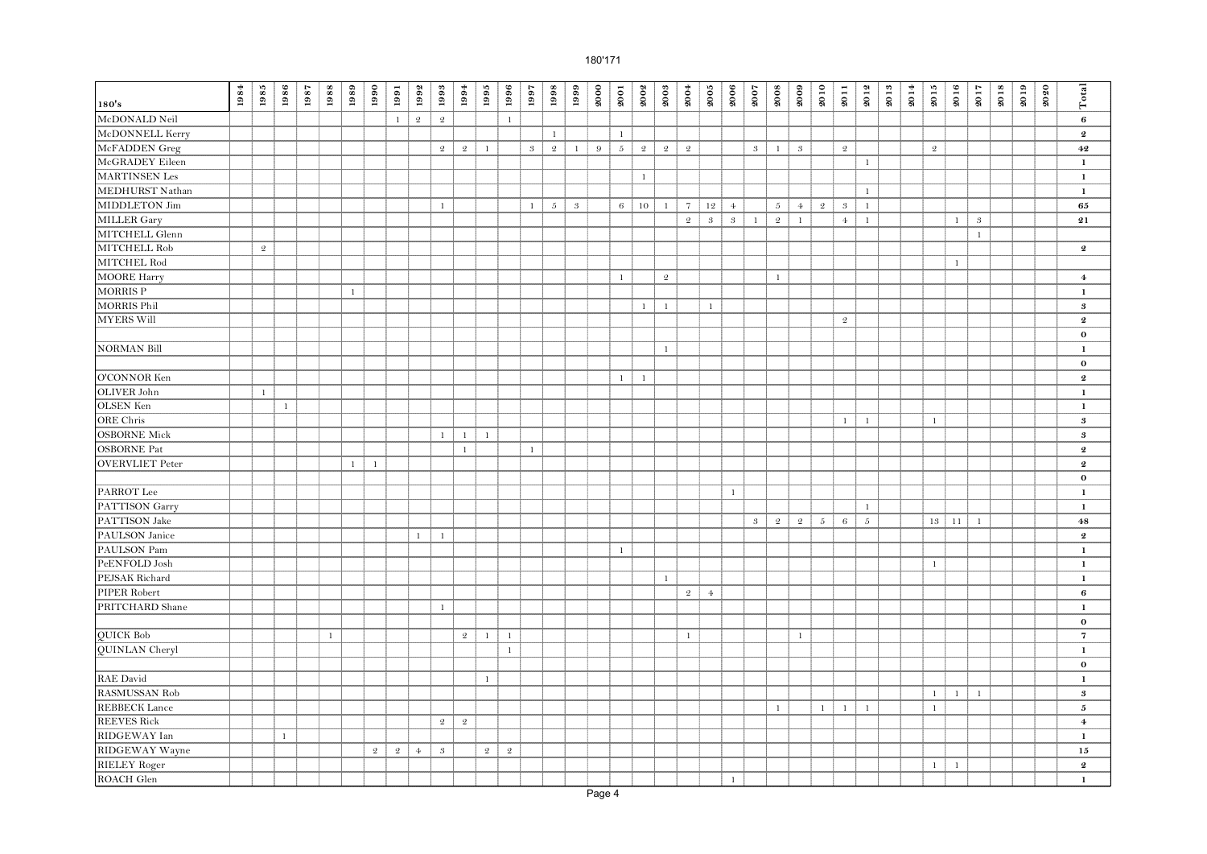| 180's | 1984 | 1985 | 1986 | 1987 | 1988 | 1989 | 1990 | 1991 | 1992 | 1993 | 1994 | 1995 | 1996 | 1997 | 1998 | 1999 | 2000 | 2001 | 2002 | 2003 | 2004 | 2005 | 2006 | 2007 | 2008 | 2009 | 2010 | 2011 | 2012 | 2013 | 2014 | 2015 | 2016 | 2017 | 2018 | 2019 | 2020 | Total |
|---|---|---|---|---|---|---|---|---|---|---|---|---|---|---|---|---|---|---|---|---|---|---|---|---|---|---|---|---|---|---|---|---|---|---|---|---|---|---|
| McDONALD Neil | | | | | | | | 1 | 2 | 2 | | | 1 | | | | | | | | | | | | | | | | | | | | | | | | | 6 |
| McDONNELL Kerry | | | | | | | | | | | | | | | 1 | | | 1 | | | | | | | | | | | | | | | | | | | | 2 |
| McFADDEN Greg | | | | | | | | | | 2 | 2 | 1 | | 3 | 2 | 1 | 9 | 5 | 2 | 2 | 2 | | | 3 | 1 | 3 | | 2 | | | | 2 | | | | | | 42 |
| McGRADEY Eileen | | | | | | | | | | | | | | | | | | | | | | | | | | | | | 1 | | | | | | | | | 1 |
| MARTINSEN Les | | | | | | | | | | | | | | | | | | | 1 | | | | | | | | | | | | | | | | | | | 1 |
| MEDHURST Nathan | | | | | | | | | | | | | | | | | | | | | | | | | | | | | 1 | | | | | | | | | 1 |
| MIDDLETON Jim | | | | | | | | | | 1 | | | | 1 | 5 | 3 | | 6 | 10 | 1 | 7 | 12 | 4 | | 5 | 4 | 2 | 3 | 1 | | | | | | | | | 65 |
| MILLER Gary | | | | | | | | | | | | | | | | | | | | | 2 | 3 | 3 | 1 | 2 | 1 | | 4 | 1 | | | | 1 | 3 | | | | 21 |
| MITCHELL Glenn | | | | | | | | | | | | | | | | | | | | | | | | | | | | | | | | | | 1 | | | | |
| MITCHELL Rob | | 2 | | | | | | | | | | | | | | | | | | | | | | | | | | | | | | | | | | | | 2 |
| MITCHEL Rod | | | | | | | | | | | | | | | | | | | | | | | | | | | | | | | | | 1 | | | | | |
| MOORE Harry | | | | | | | | | | | | | | | | | | 1 | | 2 | | | | | 1 | | | | | | | | | | | | | 4 |
| MORRIS P | | | | | | 1 | | | | | | | | | | | | | | | | | | | | | | | | | | | | | | | | 1 |
| MORRIS Phil | | | | | | | | | | | | | | | | | | | 1 | 1 | | 1 | | | | | | | | | | | | | | | | 3 |
| MYERS Will | | | | | | | | | | | | | | | | | | | | | | | | | | | | 2 | | | | | | | | | | 2 |
| | | | | | | | | | | | | | | | | | | | | | | | | | | | | | | | | | | | | | | 0 |
| NORMAN Bill | | | | | | | | | | | | | | | | | | | | 1 | | | | | | | | | | | | | | | | | | 1 |
| | | | | | | | | | | | | | | | | | | | | | | | | | | | | | | | | | | | | | | 0 |
| O'CONNOR Ken | | | | | | | | | | | | | | | | | | 1 | 1 | | | | | | | | | | | | | | | | | | | 2 |
| OLIVER John | | 1 | | | | | | | | | | | | | | | | | | | | | | | | | | | | | | | | | | | | 1 |
| OLSEN Ken | | | 1 | | | | | | | | | | | | | | | | | | | | | | | | | | | | | | | | | | | 1 |
| ORE Chris | | | | | | | | | | | | | | | | | | | | | | | | | | | | 1 | 1 | | | 1 | | | | | | 3 |
| OSBORNE Mick | | | | | | | | | | 1 | 1 | 1 | | | | | | | | | | | | | | | | | | | | | | | | | | 3 |
| OSBORNE Pat | | | | | | | | | | | 1 | | | 1 | | | | | | | | | | | | | | | | | | | | | | | | 2 |
| OVERVLIET Peter | | | | | | 1 | 1 | | | | | | | | | | | | | | | | | | | | | | | | | | | | | | | 2 |
| | | | | | | | | | | | | | | | | | | | | | | | | | | | | | | | | | | | | | | 0 |
| PARROT Lee | | | | | | | | | | | | | | | | | | | | | | | 1 | | | | | | | | | | | | | | | 1 |
| PATTISON Garry | | | | | | | | | | | | | | | | | | | | | | | | | | | | | 1 | | | | | | | | | 1 |
| PATTISON Jake | | | | | | | | | | | | | | | | | | | | | | | | 3 | 2 | 2 | 5 | 6 | 5 | | | 13 | 11 | 1 | | | | 48 |
| PAULSON Janice | | | | | | | | | 1 | 1 | | | | | | | | | | | | | | | | | | | | | | | | | | | | 2 |
| PAULSON Pam | | | | | | | | | | | | | | | | | | 1 | | | | | | | | | | | | | | | | | | | | 1 |
| PeENFOLD Josh | | | | | | | | | | | | | | | | | | | | | | | | | | | | | | | | 1 | | | | | | 1 |
| PEJSAK Richard | | | | | | | | | | | | | | | | | | | | 1 | | | | | | | | | | | | | | | | | | 1 |
| PIPER Robert | | | | | | | | | | | | | | | | | | | | | 2 | 4 | | | | | | | | | | | | | | | | 6 |
| PRITCHARD Shane | | | | | | | | | | 1 | | | | | | | | | | | | | | | | | | | | | | | | | | | | 1 |
| | | | | | | | | | | | | | | | | | | | | | | | | | | | | | | | | | | | | | | 0 |
| QUICK Bob | | | | | 1 | | | | | | 2 | 1 | 1 | | | | | | | | 1 | | | | | 1 | | | | | | | | | | | | 7 |
| QUINLAN Cheryl | | | | | | | | | | | | | 1 | | | | | | | | | | | | | | | | | | | | | | | | | 1 |
| | | | | | | | | | | | | | | | | | | | | | | | | | | | | | | | | | | | | | | 0 |
| RAE David | | | | | | | | | | | | 1 | | | | | | | | | | | | | | | | | | | | | | | | | | 1 |
| RASMUSSAN Rob | | | | | | | | | | | | | | | | | | | | | | | | | | | | | | | | 1 | 1 | 1 | | | | 3 |
| REBBECK Lance | | | | | | | | | | | | | | | | | | | | | | | | | 1 | | 1 | 1 | 1 | | | 1 | | | | | | 5 |
| REEVES Rick | | | | | | | | | | 2 | 2 | | | | | | | | | | | | | | | | | | | | | | | | | | | 4 |
| RIDGEWAY Ian | | | 1 | | | | | | | | | | | | | | | | | | | | | | | | | | | | | | | | | | | 1 |
| RIDGEWAY Wayne | | | | | | | 2 | 2 | 4 | 3 | | 2 | 2 | | | | | | | | | | | | | | | | | | | | | | | | | 15 |
| RIELEY Roger | | | | | | | | | | | | | | | | | | | | | | | | | | | | | | | | 1 | 1 | | | | | 2 |
| ROACH Glen | | | | | | | | | | | | | | | | | | | | | | | 1 | | | | | | | | | | | | | | | 1 |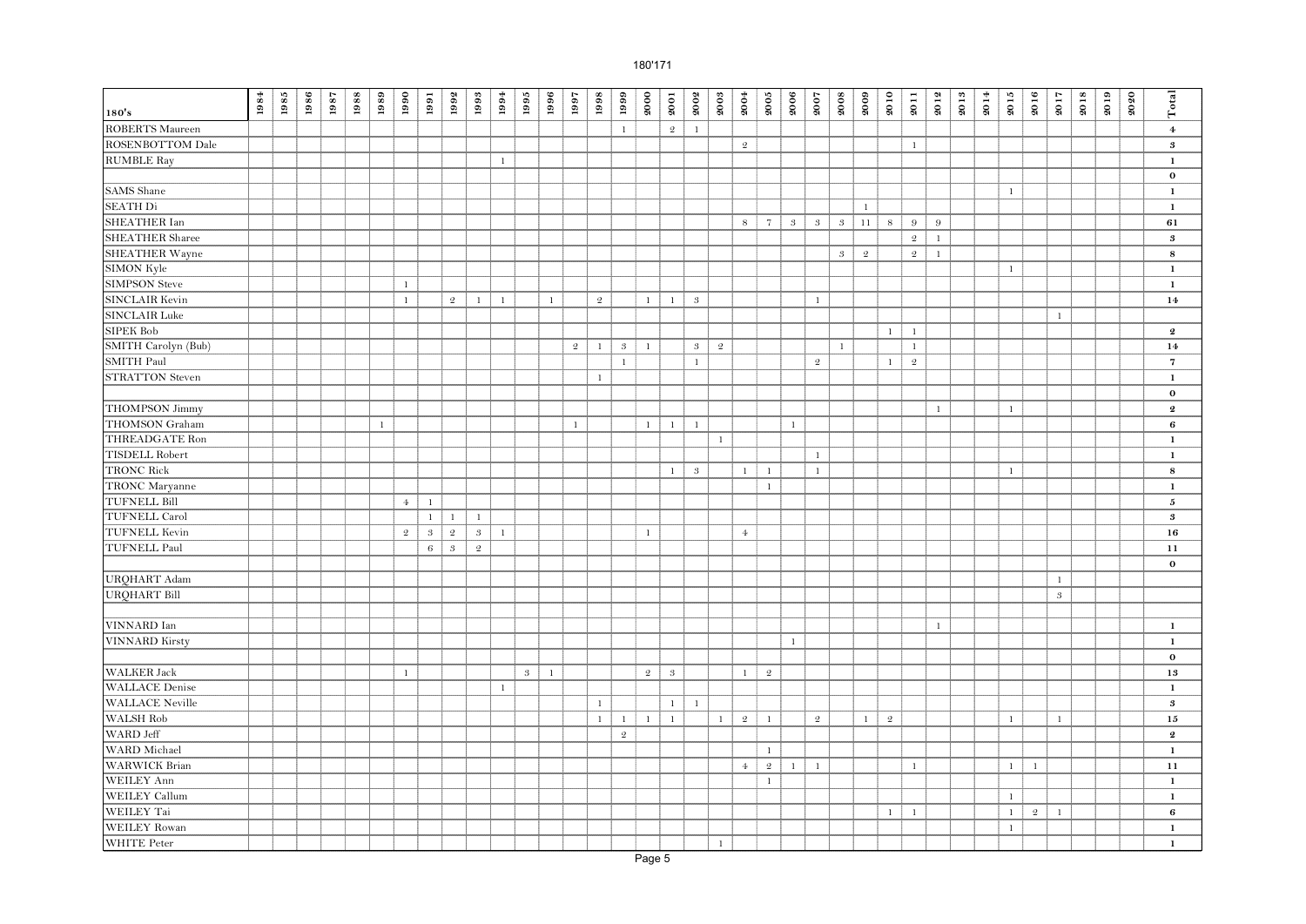| 180's | 1984 | 1985 | 1986 | 1987 | 1988 | 1989 | 1990 | 1991 | 1992 | 1993 | 1994 | 1995 | 1996 | 1997 | 1998 | 1999 | 2000 | 2001 | 2002 | 2003 | 2004 | 2005 | 2006 | 2007 | 2008 | 2009 | 2010 | 2011 | 2012 | 2013 | 2014 | 2015 | 2016 | 2017 | 2018 | 2019 | 2020 | Total |
|---|---|---|---|---|---|---|---|---|---|---|---|---|---|---|---|---|---|---|---|---|---|---|---|---|---|---|---|---|---|---|---|---|---|---|---|---|---|---|
| ROBERTS Maureen | | | | | | | | | | | | | | | | 1 | | 2 | 1 | | | | | | | | | | | | | | | | | | | 4 |
| ROSENBOTTOM Dale | | | | | | | | | | | | | | | | | | | | | 2 | | | | | | | 1 | | | | | | | | | | 3 |
| RUMBLE Ray | | | | | | | | | | | 1 | | | | | | | | | | | | | | | | | | | | | | | | | | | 1 |
| | | | | | | | | | | | | | | | | | | | | | | | | | | | | | | | | | | | | | | 0 |
| SAMS Shane | | | | | | | | | | | | | | | | | | | | | | | | | | | | | | | | 1 | | | | | | 1 |
| SEATH Di | | | | | | | | | | | | | | | | | | | | | | | | | | 1 | | | | | | | | | | | | 1 |
| SHEATHER Ian | | | | | | | | | | | | | | | | | | | | | 8 | 7 | 3 | 3 | 3 | 11 | 8 | 9 | 9 | | | | | | | | | 61 |
| SHEATHER Sharee | | | | | | | | | | | | | | | | | | | | | | | | | | | | 2 | 1 | | | | | | | | | 3 |
| SHEATHER Wayne | | | | | | | | | | | | | | | | | | | | | | | | | 3 | 2 | | 2 | 1 | | | | | | | | | 8 |
| SIMON Kyle | | | | | | | | | | | | | | | | | | | | | | | | | | | | | | | | 1 | | | | | | 1 |
| SIMPSON Steve | | | | | | | 1 | | | | | | | | | | | | | | | | | | | | | | | | | | | | | | | 1 |
| SINCLAIR Kevin | | | | | | | 1 | | 2 | 1 | 1 | | 1 | | 2 | | 1 | 1 | 3 | | | | | 1 | | | | | | | | | | | | | | 14 |
| SINCLAIR Luke | | | | | | | | | | | | | | | | | | | | | | | | | | | | | | | | | | 1 | | | | |
| SIPEK Bob | | | | | | | | | | | | | | | | | | | | | | | | | | | 1 | 1 | | | | | | | | | | 2 |
| SMITH Carolyn (Bub) | | | | | | | | | | | | | | 2 | 1 | 3 | 1 | | 3 | 2 | | | | | 1 | | | 1 | | | | | | | | | | 14 |
| SMITH Paul | | | | | | | | | | | | | | | | 1 | | | 1 | | | | | 2 | | | 1 | 2 | | | | | | | | | | 7 |
| STRATTON Steven | | | | | | | | | | | | | | | 1 | | | | | | | | | | | | | | | | | | | | | | | 1 |
| | | | | | | | | | | | | | | | | | | | | | | | | | | | | | | | | | | | | | | 0 |
| THOMPSON Jimmy | | | | | | | | | | | | | | | | | | | | | | | | | | | | | 1 | | | 1 | | | | | | 2 |
| THOMSON Graham | | | | | | 1 | | | | | | | | 1 | | | 1 | 1 | 1 | | | | 1 | | | | | | | | | | | | | | | 6 |
| THREADGATE Ron | | | | | | | | | | | | | | | | | | | | 1 | | | | | | | | | | | | | | | | | | 1 |
| TISDELL Robert | | | | | | | | | | | | | | | | | | | | | | | | 1 | | | | | | | | | | | | | | 1 |
| TRONC Rick | | | | | | | | | | | | | | | | | | 1 | 3 | | 1 | 1 | | 1 | | | | | | | | 1 | | | | | | 8 |
| TRONC Maryanne | | | | | | | | | | | | | | | | | | | | | | 1 | | | | | | | | | | | | | | | | 1 |
| TUFNELL Bill | | | | | | | 4 | 1 | | | | | | | | | | | | | | | | | | | | | | | | | | | | | | 5 |
| TUFNELL Carol | | | | | | | | 1 | 1 | 1 | | | | | | | | | | | | | | | | | | | | | | | | | | | | 3 |
| TUFNELL Kevin | | | | | | | 2 | 3 | 2 | 3 | 1 | | | | | | 1 | | | | 4 | | | | | | | | | | | | | | | | | 16 |
| TUFNELL Paul | | | | | | | | 6 | 3 | 2 | | | | | | | | | | | | | | | | | | | | | | | | | | | | 11 |
| | | | | | | | | | | | | | | | | | | | | | | | | | | | | | | | | | | | | | | 0 |
| URQHART Adam | | | | | | | | | | | | | | | | | | | | | | | | | | | | | | | | | | 1 | | | | |
| URQHART Bill | | | | | | | | | | | | | | | | | | | | | | | | | | | | | | | | | | 3 | | | | |
| | | | | | | | | | | | | | | | | | | | | | | | | | | | | | | | | | | | | | | |
| VINNARD Ian | | | | | | | | | | | | | | | | | | | | | | | | | | | | | 1 | | | | | | | | | 1 |
| VINNARD Kirsty | | | | | | | | | | | | | | | | | | | | | | | 1 | | | | | | | | | | | | | | | 1 |
| | | | | | | | | | | | | | | | | | | | | | | | | | | | | | | | | | | | | | | 0 |
| WALKER Jack | | | | | | | 1 | | | | | 3 | 1 | | | | 2 | 3 | | | 1 | 2 | | | | | | | | | | | | | | | | 13 |
| WALLACE Denise | | | | | | | | | | | 1 | | | | | | | | | | | | | | | | | | | | | | | | | | | 1 |
| WALLACE Neville | | | | | | | | | | | | | | | 1 | | | 1 | 1 | | | | | | | | | | | | | | | | | | | 3 |
| WALSH Rob | | | | | | | | | | | | | | | 1 | 1 | 1 | 1 | | 1 | 2 | 1 | | 2 | | 1 | 2 | | | | | 1 | | 1 | | | | 15 |
| WARD Jeff | | | | | | | | | | | | | | | | 2 | | | | | | | | | | | | | | | | | | | | | | 2 |
| WARD Michael | | | | | | | | | | | | | | | | | | | | | | 1 | | | | | | | | | | | | | | | | 1 |
| WARWICK Brian | | | | | | | | | | | | | | | | | | | | | 4 | 2 | 1 | 1 | | | | 1 | | | | 1 | 1 | | | | | 11 |
| WEILEY Ann | | | | | | | | | | | | | | | | | | | | | | 1 | | | | | | | | | | | | | | | | 1 |
| WEILEY Callum | | | | | | | | | | | | | | | | | | | | | | | | | | | | | | | | 1 | | | | | | 1 |
| WEILEY Tai | | | | | | | | | | | | | | | | | | | | | | | | | | | 1 | 1 | | | | 1 | 2 | 1 | | | | 6 |
| WEILEY Rowan | | | | | | | | | | | | | | | | | | | | | | | | | | | | | | | | 1 | | | | | | 1 |
| WHITE Peter | | | | | | | | | | | | | | | | | | | | 1 | | | | | | | | | | | | | | | | | | 1 |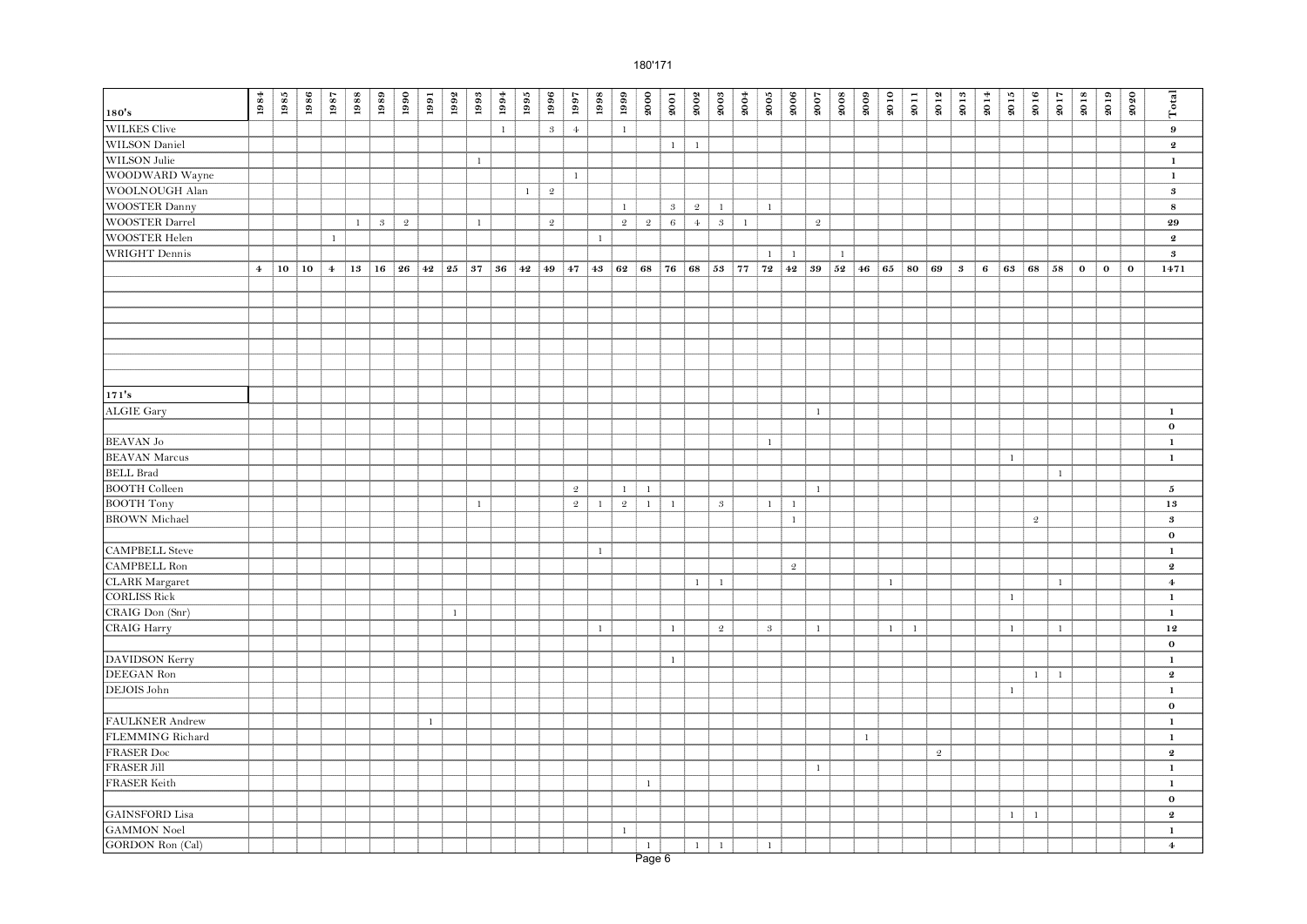| 180's | 1984 | 1985 | 1986 | 1987 | 1988 | 1989 | 1990 | 1991 | 1992 | 1993 | 1994 | 1995 | 1996 | 1997 | 1998 | 1999 | 2000 | 2001 | 2002 | 2003 | 2004 | 2005 | 2006 | 2007 | 2008 | 2009 | 2010 | 2011 | 2012 | 2013 | 2014 | 2015 | 2016 | 2017 | 2018 | 2019 | 2020 | Total |
|---|---|---|---|---|---|---|---|---|---|---|---|---|---|---|---|---|---|---|---|---|---|---|---|---|---|---|---|---|---|---|---|---|---|---|---|---|---|---|
| WILKES Clive | | | | | | | | | | | 1 | | 3 | 4 | | 1 | | | | | | | | | | | | | | | | | | | | | | **9** |
| WILSON Daniel | | | | | | | | | | | | | | | | | | 1 | 1 | | | | | | | | | | | | | | | | | | | **2** |
| WILSON Julie | | | | | | | | | | 1 | | | | | | | | | | | | | | | | | | | | | | | | | | | | **1** |
| WOODWARD Wayne | | | | | | | | | | | | | | 1 | | | | | | | | | | | | | | | | | | | | | | | | **1** |
| WOOLNOUGH Alan | | | | | | | | | | | | 1 | 2 | | | | | | | | | | | | | | | | | | | | | | | | | **3** |
| WOOSTER Danny | | | | | | | | | | | | | | | | 1 | | 3 | 2 | 1 | | 1 | | | | | | | | | | | | | | | | **8** |
| WOOSTER Darrel | | | | | 1 | 3 | 2 | | | 1 | | | 2 | | | 2 | 2 | 6 | 4 | 3 | 1 | | | 2 | | | | | | | | | | | | | | **29** |
| WOOSTER Helen | | | | 1 | | | | | | | | | | | 1 | | | | | | | | | | | | | | | | | | | | | | | **2** |
| WRIGHT Dennis | | | | | | | | | | | | | | | | | | | | | | 1 | 1 | | 1 | | | | | | | | | | | | | **3** |
| | **4** | **10** | **10** | **4** | **13** | **16** | **26** | **42** | **25** | **37** | **36** | **42** | **49** | **47** | **43** | **62** | **68** | **76** | **68** | **53** | **77** | **72** | **42** | **39** | **52** | **46** | **65** | **80** | **69** | **3** | **6** | **63** | **68** | **58** | **0** | **0** | **0** | **1471** |
| **171's** | | | | | | | | | | | | | | | | | | | | | | | | | | | | | | | | | | | | | | |
| ALGIE Gary | | | | | | | | | | | | | | | | | | | | | | | | 1 | | | | | | | | | | | | | | **1** |
| | | | | | | | | | | | | | | | | | | | | | | | | | | | | | | | | | | | | | | **0** |
| BEAVAN Jo | | | | | | | | | | | | | | | | | | | | | | 1 | | | | | | | | | | | | | | | | **1** |
| BEAVAN Marcus | | | | | | | | | | | | | | | | | | | | | | | | | | | | | | | | 1 | | | | | | **1** |
| BELL Brad | | | | | | | | | | | | | | | | | | | | | | | | | | | | | | | | | | 1 | | | | |
| BOOTH Colleen | | | | | | | | | | | | | | 2 | | 1 | 1 | | | | | | | 1 | | | | | | | | | | | | | | **5** |
| BOOTH Tony | | | | | | | | | | 1 | | | | 2 | 1 | 2 | 1 | 1 | | 3 | | 1 | 1 | | | | | | | | | | | | | | | **13** |
| BROWN Michael | | | | | | | | | | | | | | | | | | | | | | | 1 | | | | | | | | | | 2 | | | | | **3** |
| | | | | | | | | | | | | | | | | | | | | | | | | | | | | | | | | | | | | | | **0** |
| CAMPBELL Steve | | | | | | | | | | | | | | | 1 | | | | | | | | | | | | | | | | | | | | | | | **1** |
| CAMPBELL Ron | | | | | | | | | | | | | | | | | | | | | | | 2 | | | | | | | | | | | | | | | **2** |
| CLARK Margaret | | | | | | | | | | | | | | | | | | | 1 | 1 | | | | | | | 1 | | | | | | | 1 | | | | **4** |
| CORLISS Rick | | | | | | | | | | | | | | | | | | | | | | | | | | | | | | | | 1 | | | | | | **1** |
| CRAIG Don (Snr) | | | | | | | | | 1 | | | | | | | | | | | | | | | | | | | | | | | | | | | | | **1** |
| CRAIG Harry | | | | | | | | | | | | | | | 1 | | | 1 | | 2 | | 3 | | 1 | | | 1 | 1 | | | | 1 | | 1 | | | | **12** |
| | | | | | | | | | | | | | | | | | | | | | | | | | | | | | | | | | | | | | | **0** |
| DAVIDSON Kerry | | | | | | | | | | | | | | | | | | 1 | | | | | | | | | | | | | | | | | | | | **1** |
| DEEGAN Ron | | | | | | | | | | | | | | | | | | | | | | | | | | | | | | | | | 1 | 1 | | | | **2** |
| DEJOIS John | | | | | | | | | | | | | | | | | | | | | | | | | | | | | | | | 1 | | | | | | **1** |
| | | | | | | | | | | | | | | | | | | | | | | | | | | | | | | | | | | | | | | **0** |
| FAULKNER Andrew | | | | | | | | 1 | | | | | | | | | | | | | | | | | | | | | | | | | | | | | | **1** |
| FLEMMING Richard | | | | | | | | | | | | | | | | | | | | | | | | | | 1 | | | | | | | | | | | | **1** |
| FRASER Doc | | | | | | | | | | | | | | | | | | | | | | | | | | | | | 2 | | | | | | | | | **2** |
| FRASER Jill | | | | | | | | | | | | | | | | | | | | | | | | 1 | | | | | | | | | | | | | | **1** |
| FRASER Keith | | | | | | | | | | | | | | | | | 1 | | | | | | | | | | | | | | | | | | | | | **1** |
| | | | | | | | | | | | | | | | | | | | | | | | | | | | | | | | | | | | | | | **0** |
| GAINSFORD Lisa | | | | | | | | | | | | | | | | | | | | | | | | | | | | | | | | 1 | 1 | | | | | **2** |
| GAMMON Noel | | | | | | | | | | | | | | | | 1 | | | | | | | | | | | | | | | | | | | | | | **1** |
| GORDON Ron (Cal) | | | | | | | | | | | | | | | | | 1 | | 1 | 1 | | 1 | | | | | | | | | | | | | | | | **4** |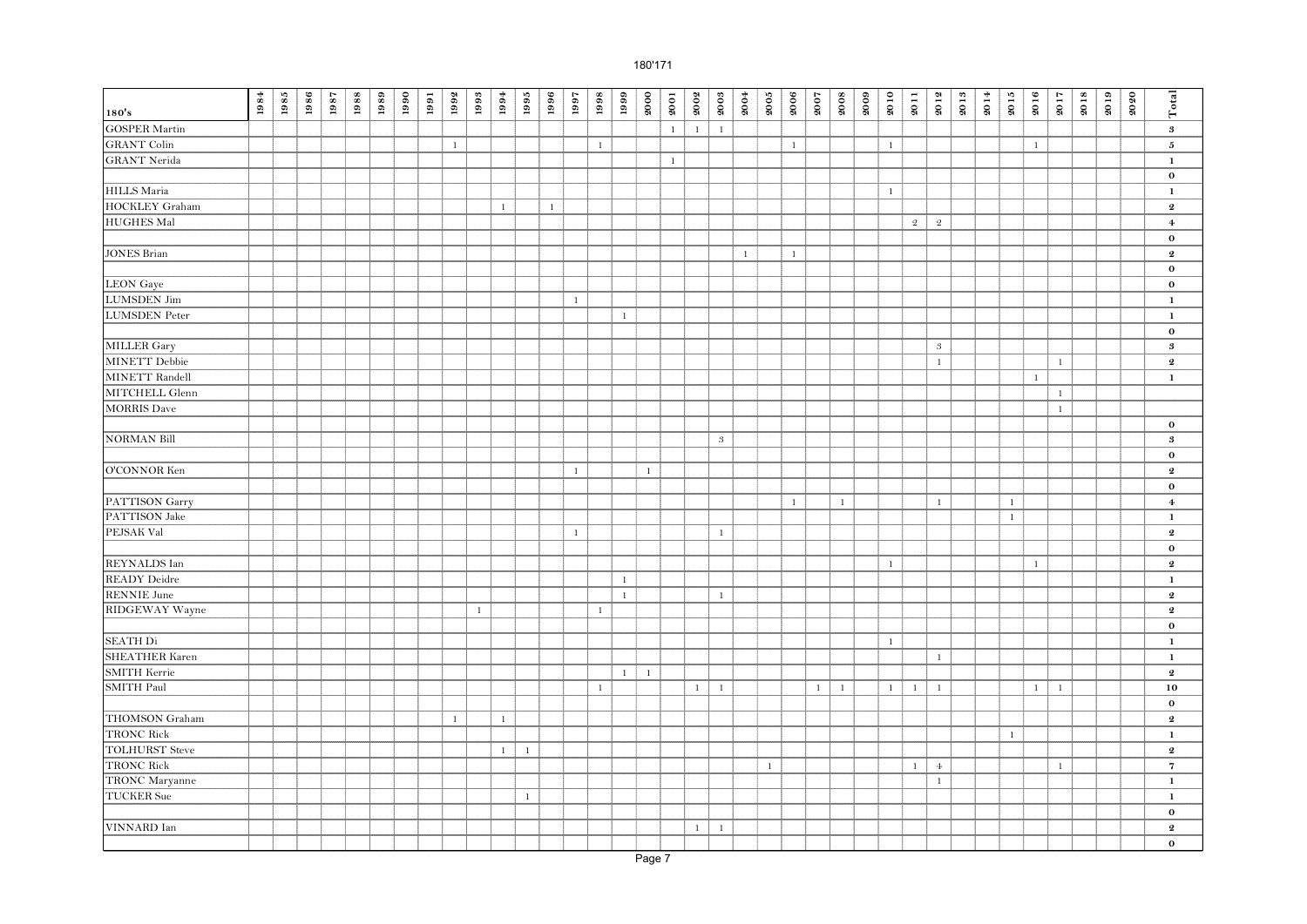| 180's | 1984 | 1985 | 1986 | 1987 | 1988 | 1989 | 1990 | 1991 | 1992 | 1993 | 1994 | 1995 | 1996 | 1997 | 1998 | 1999 | 2000 | 2001 | 2002 | 2003 | 2004 | 2005 | 2006 | 2007 | 2008 | 2009 | 2010 | 2011 | 2012 | 2013 | 2014 | 2015 | 2016 | 2017 | 2018 | 2019 | 2020 | Total |
|---|---|---|---|---|---|---|---|---|---|---|---|---|---|---|---|---|---|---|---|---|---|---|---|---|---|---|---|---|---|---|---|---|---|---|---|---|---|---|
| GOSPER Martin | | | | | | | | | | | | | | | | | | 1 | 1 | 1 | | | | | | | | | | | | | | | | | | 3 |
| GRANT Colin | | | | | | | | | 1 | | | | | | 1 | | | | | | | | 1 | | | | 1 | | | | | | 1 | | | | | 5 |
| GRANT Nerida | | | | | | | | | | | | | | | | | | 1 | | | | | | | | | | | | | | | | | | | | 1 |
| | | | | | | | | | | | | | | | | | | | | | | | | | | | | | | | | | | | | | | 0 |
| HILLS Maria | | | | | | | | | | | | | | | | | | | | | | | | | | | 1 | | | | | | | | | | | 1 |
| HOCKLEY Graham | | | | | | | | | | | 1 | | 1 | | | | | | | | | | | | | | | | | | | | | | | | | 2 |
| HUGHES Mal | | | | | | | | | | | | | | | | | | | | | | | | | | | | 2 | 2 | | | | | | | | | 4 |
| | | | | | | | | | | | | | | | | | | | | | | | | | | | | | | | | | | | | | | 0 |
| JONES Brian | | | | | | | | | | | | | | | | | | | | | 1 | | 1 | | | | | | | | | | | | | | | 2 |
| | | | | | | | | | | | | | | | | | | | | | | | | | | | | | | | | | | | | | | 0 |
| LEON Gaye | | | | | | | | | | | | | | | | | | | | | | | | | | | | | | | | | | | | | | 0 |
| LUMSDEN Jim | | | | | | | | | | | | | | 1 | | | | | | | | | | | | | | | | | | | | | | | | 1 |
| LUMSDEN Peter | | | | | | | | | | | | | | | | 1 | | | | | | | | | | | | | | | | | | | | | | 1 |
| | | | | | | | | | | | | | | | | | | | | | | | | | | | | | | | | | | | | | | 0 |
| MILLER Gary | | | | | | | | | | | | | | | | | | | | | | | | | | | | | 3 | | | | | | | | | 3 |
| MINETT Debbie | | | | | | | | | | | | | | | | | | | | | | | | | | | | | 1 | | | | | 1 | | | | 2 |
| MINETT Randell | | | | | | | | | | | | | | | | | | | | | | | | | | | | | | | | | 1 | | | | | 1 |
| MITCHELL Glenn | | | | | | | | | | | | | | | | | | | | | | | | | | | | | | | | | | 1 | | | | |
| MORRIS Dave | | | | | | | | | | | | | | | | | | | | | | | | | | | | | | | | | | 1 | | | | |
| | | | | | | | | | | | | | | | | | | | | | | | | | | | | | | | | | | | | | | 0 |
| NORMAN Bill | | | | | | | | | | | | | | | | | | | | 3 | | | | | | | | | | | | | | | | | | 3 |
| | | | | | | | | | | | | | | | | | | | | | | | | | | | | | | | | | | | | | | 0 |
| O'CONNOR Ken | | | | | | | | | | | | | | 1 | | | 1 | | | | | | | | | | | | | | | | | | | | | 2 |
| | | | | | | | | | | | | | | | | | | | | | | | | | | | | | | | | | | | | | | 0 |
| PATTISON Garry | | | | | | | | | | | | | | | | | | | | | | | 1 | | 1 | | | | 1 | | | 1 | | | | | | 4 |
| PATTISON Jake | | | | | | | | | | | | | | | | | | | | | | | | | | | | | | | | 1 | | | | | | 1 |
| PEJSAK Val | | | | | | | | | | | | | | 1 | | | | | | 1 | | | | | | | | | | | | | | | | | | 2 |
| | | | | | | | | | | | | | | | | | | | | | | | | | | | | | | | | | | | | | | 0 |
| REYNALDS Ian | | | | | | | | | | | | | | | | | | | | | | | | | | | 1 | | | | | | 1 | | | | | 2 |
| READY Deidre | | | | | | | | | | | | | | | | 1 | | | | | | | | | | | | | | | | | | | | | | 1 |
| RENNIE June | | | | | | | | | | | | | | | | 1 | | | | 1 | | | | | | | | | | | | | | | | | | 2 |
| RIDGEWAY Wayne | | | | | | | | | | 1 | | | | | 1 | | | | | | | | | | | | | | | | | | | | | | | 2 |
| | | | | | | | | | | | | | | | | | | | | | | | | | | | | | | | | | | | | | | 0 |
| SEATH Di | | | | | | | | | | | | | | | | | | | | | | | | | | | 1 | | | | | | | | | | | 1 |
| SHEATHER Karen | | | | | | | | | | | | | | | | | | | | | | | | | | | | | 1 | | | | | | | | | 1 |
| SMITH Kerrie | | | | | | | | | | | | | | | | 1 | 1 | | | | | | | | | | | | | | | | | | | | | 2 |
| SMITH Paul | | | | | | | | | | | | | | | 1 | | | | 1 | 1 | | | | 1 | 1 | | 1 | 1 | 1 | | | | 1 | 1 | | | | 10 |
| | | | | | | | | | | | | | | | | | | | | | | | | | | | | | | | | | | | | | | 0 |
| THOMSON Graham | | | | | | | | | 1 | | 1 | | | | | | | | | | | | | | | | | | | | | | | | | | | 2 |
| TRONC Rick | | | | | | | | | | | | | | | | | | | | | | | | | | | | | | | | 1 | | | | | | 1 |
| TOLHURST Steve | | | | | | | | | | | 1 | 1 | | | | | | | | | | | | | | | | | | | | | | | | | | 2 |
| TRONC Rick | | | | | | | | | | | | | | | | | | | | | | 1 | | | | | | 1 | 4 | | | | | 1 | | | | 7 |
| TRONC Maryanne | | | | | | | | | | | | | | | | | | | | | | | | | | | | | 1 | | | | | | | | | 1 |
| TUCKER Sue | | | | | | | | | | | | 1 | | | | | | | | | | | | | | | | | | | | | | | | | | 1 |
| | | | | | | | | | | | | | | | | | | | | | | | | | | | | | | | | | | | | | | 0 |
| VINNARD Ian | | | | | | | | | | | | | | | | | | | 1 | 1 | | | | | | | | | | | | | | | | | | 2 |
| | | | | | | | | | | | | | | | | | | | | | | | | | | | | | | | | | | | | | | 0 |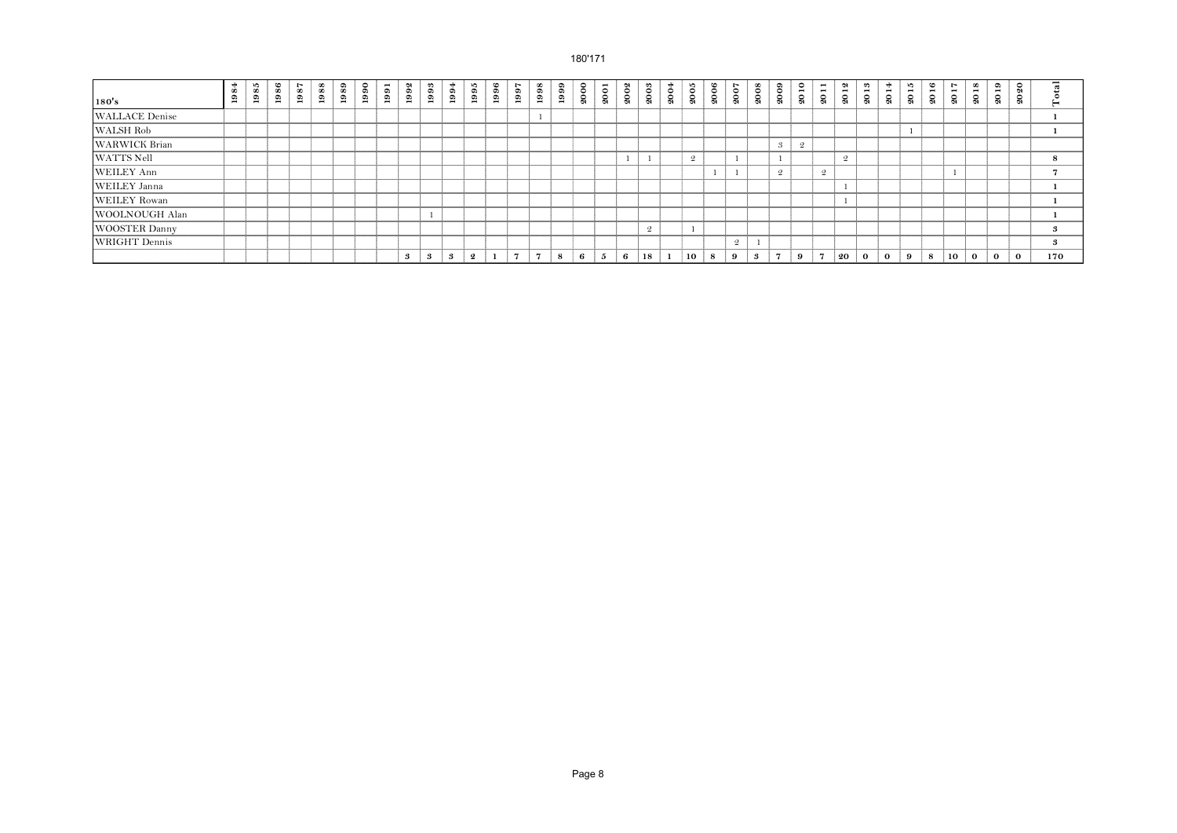| 180's | 1984 | 1985 | 1986 | 1987 | 1988 | 1989 | 1990 | 1991 | 1992 | 1993 | 1994 | 1995 | 1996 | 1997 | 1998 | 1999 | 2000 | 2001 | 2002 | 2003 | 2004 | 2005 | 2006 | 2007 | 2008 | 2009 | 2010 | 2011 | 2012 | 2013 | 2014 | 2015 | 2016 | 2017 | 2018 | 2019 | 2020 | Total |
|---|---|---|---|---|---|---|---|---|---|---|---|---|---|---|---|---|---|---|---|---|---|---|---|---|---|---|---|---|---|---|---|---|---|---|---|---|---|---|
| WALLACE Denise | | | | | | | | | | | | | | | 1 | | | | | | | | | | | | | | | | | | | | | | | 1 |
| WALSH Rob | | | | | | | | | | | | | | | | | | | | | | | | | | | | | | | | 1 | | | | | | 1 |
| WARWICK Brian | | | | | | | | | | | | | | | | | | | | | | | | | | 3 | 2 | | | | | | | | | | | |
| WATTS Nell | | | | | | | | | | | | | | | | | | | 1 | 1 | | 2 | | 1 | | 1 | | | 2 | | | | | | | | | 8 |
| WEILEY Ann | | | | | | | | | | | | | | | | | | | | | | | 1 | 1 | | 2 | | 2 | | | | | | 1 | | | | 7 |
| WEILEY Janna | | | | | | | | | | | | | | | | | | | | | | | | | | | | | 1 | | | | | | | | | 1 |
| WEILEY Rowan | | | | | | | | | | | | | | | | | | | | | | | | | | | | | 1 | | | | | | | | | 1 |
| WOOLNOUGH Alan | | | | | | | | | | 1 | | | | | | | | | | | | | | | | | | | | | | | | | | | | 1 |
| WOOSTER Danny | | | | | | | | | | | | | | | | | | | | 2 | | 1 | | | | | | | | | | | | | | | | 3 |
| WRIGHT Dennis | | | | | | | | | | | | | | | | | | | | | | | | 2 | 1 | | | | | | | | | | | | | 3 |
| | | | | | | | | | 3 | 3 | 3 | 2 | 1 | 7 | 7 | 8 | 6 | 5 | 6 | 18 | 1 | 10 | 8 | 9 | 3 | 7 | 9 | 7 | 20 | 0 | 0 | 9 | 8 | 10 | 0 | 0 | 0 | 170 |